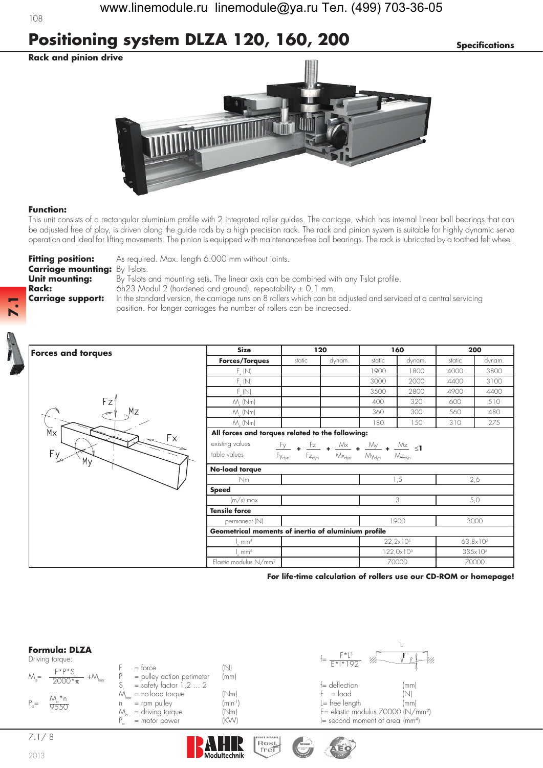# Positioning system DLZA 120, 160, 200

**Specifications**

**Rack and pinion drive**

**Function:**
This unit consists of a rectangular aluminium profile with 2 integrated roller guides. The carriage, which has internal linear ball bearings that can be adjusted free of play, is driven along the guide rods by a high precision rack. The rack and pinion system is suitable for highly dynamic servo operation and ideal for lifting movements. The pinion is equipped with maintenance-free ball bearings. The rack is lubricated by a toothed felt wheel.

**Fitting position:** As required. Max. length 6.000 mm without joints.
**Carriage mounting:** By T-slots.
**Unit mounting:** By T-slots and mounting sets. The linear axis can be combined with any T-slot profile.
**Rack:** 6h23 Modul 2 (hardened and ground), repeatability ± 0,1 mm.
**Carriage support:** In the standard version, the carriage runs on 8 rollers which can be adjusted and serviced at a central servicing position. For longer carriages the number of rollers can be increased.

**Forces and torques**

| Size | 120 | | 160 | | 200 | |
|---|---|---|---|---|---|---|
| **Forces/Torques** | static | dynam. | static | dynam. | static | dynam. |
| $F_x$ (N) | | | 1900 | 1800 | 4000 | 3800 |
| $F_y$ (N) | | | 3000 | 2000 | 4400 | 3100 |
| $F_z$ (N) | | | 3500 | 2800 | 4900 | 4400 |
| $M_x$ (Nm) | | | 400 | 320 | 600 | 510 |
| $M_y$ (Nm) | | | 360 | 300 | 560 | 480 |
| $M_z$ (Nm) | | | 180 | 150 | 310 | 275 |
| **No-load torque** | | | | | | |
| Nm | | | 1,5 | | 2,6 | |
| **Speed** | | | | | | |
| (m/s) max | | | 3 | | 5,0 | |
| **Tensile force** | | | | | | |
| permanent (N) | | | 1900 | | 3000 | |
| **Geometrical moments of inertia of aluminium profile** | | | | | | |
| $I_x$ mm⁴ | | | $22{,}2 \times 10^5$ | | $63{,}8 \times 10^5$ | |
| $I_y$ mm⁴ | | | $122{,}0 \times 10^5$ | | $335 \times 10^5$ | |
| Elastic modulus N/mm² | | | 70000 | | 70000 | |

**All forces and torques related to the following:**

existing values / table values

$$\frac{Fy}{Fy_{dyn}} + \frac{Fz}{Fz_{dyn}} + \frac{Mx}{Mx_{dyn}} + \frac{My}{My_{dyn}} + \frac{Mz}{Mz_{dyn}} \leq 1$$

**For life-time calculation of rollers use our CD-ROM or homepage!**

**Formula: DLZA**

Driving torque:

$$M_a = \frac{F \cdot P \cdot S}{2000 \cdot \pi} + M_{leer}$$

$$P_a = \frac{M_a \cdot n}{9550}$$

| | | |
|---|---|---|
| F | = force | (N) |
| P | = pulley action perimeter | (mm) |
| S | = safety factor 1,2 … 2 | |
| $M_{leer}$ | = no-load torque | (Nm) |
| n | = rpm pulley | (min⁻¹) |
| $M_a$ | = driving torque | (Nm) |
| $P_a$ | = motor power | (KW) |

$$f = \frac{F \cdot L^3}{E \cdot I \cdot 192}$$

| | | |
|---|---|---|
| f | = deflection | (mm) |
| F | = load | (N) |
| L | = free length | (mm) |
| E | = elastic modulus 70000 | (N/mm²) |
| I | = second moment of area | (mm⁴) |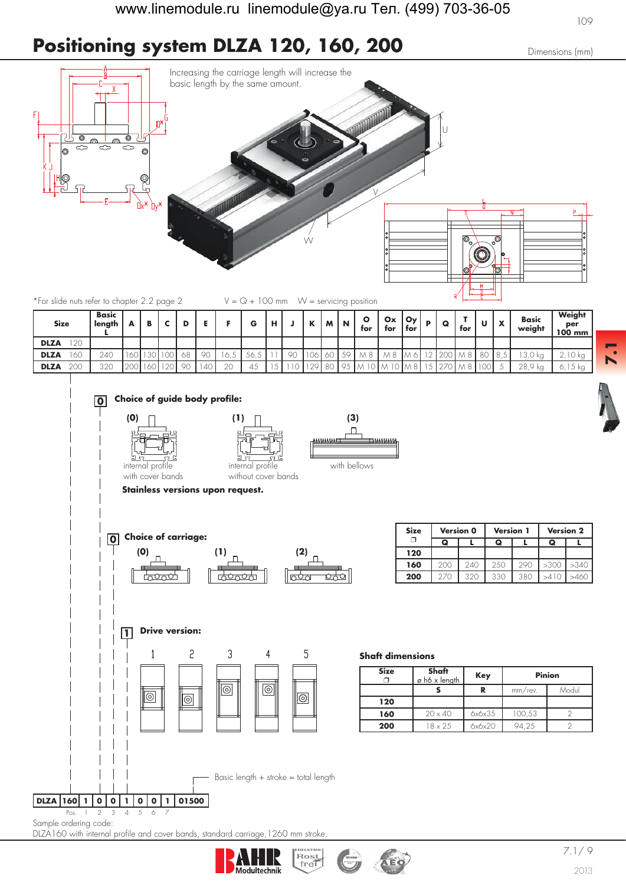www.linemodule.ru linemodule@ya.ru Тел. (499) 703-36-05

# Positioning system DLZA 120, 160, 200

Dimensions (mm)

Increasing the carriage length will increase the basic length by the same amount.

*For slide nuts refer to chapter 2.2 page 2

V = Q + 100 mm W = servicing position

| Size | Basic length L | A | B | C | D | E | F | G | H | J | K | M | N | O for | Ox for | Oy for | P | Q | T for | U | X | Basic weight | Weight per 100 mm |
|---|---|---|---|---|---|---|---|---|---|---|---|---|---|---|---|---|---|---|---|---|---|---|---|
| **DLZA** 120 | | | | | | | | | | | | | | | | | | | | | | | |
| **DLZA** 160 | 240 | 160 | 130 | 100 | 68 | 90 | 16,5 | 56,5 | 11 | 90 | 106 | 60 | 59 | M 8 | M 8 | M 6 | 12 | 200 | M 8 | 80 | 8,5 | 13,0 kg | 2,10 kg |
| **DLZA** 200 | 320 | 200 | 160 | 120 | 90 | 140 | 20 | 45 | 15 | 110 | 129 | 80 | 95 | M 10 | M 10 | M 8 | 15 | 270 | M 8 | 100 | 5 | 28,9 kg | 6,15 kg |

7.1

**0** **Choice of guide body profile:**

(0) internal profile with cover bands

(1) internal profile without cover bands

(3) with bellows

**Stainless versions upon request.**

**0** **Choice of carriage:**

(0) (1) (2)

| Size ❒ | Version 0 | | Version 1 | | Version 2 | |
|---|---|---|---|---|---|---|
| | Q | L | Q | L | Q | L |
| **120** | | | | | | |
| **160** | 200 | 240 | 250 | 290 | >300 | >340 |
| **200** | 270 | 320 | 330 | 380 | >410 | >460 |

**1** **Drive version:**

1 2 3 4 5

**Shaft dimensions**

| Size ❒ | Shaft ⌀ h6 x length S | Key R | Pinion mm/rev. | Modul |
|---|---|---|---|---|
| **120** | | | | |
| **160** | 20 x 40 | 6x6x35 | 100,53 | 2 |
| **200** | 18 x 25 | 6x6x20 | 94,25 | 2 |

Basic length + stroke = total length

| DLZA | 160 | 1 | 0 | 0 | 1 | 0 | 0 | 1 | 01500 |
|---|---|---|---|---|---|---|---|---|---|
| | Pos. | 1 | 2 | 3 | 4 | 5 | 6 | 7 | |

Sample ordering code:
DLZA160 with internal profile and cover bands, standard carriage, 1260 mm stroke.

BAHR Modultechnik

7.1/9

2013